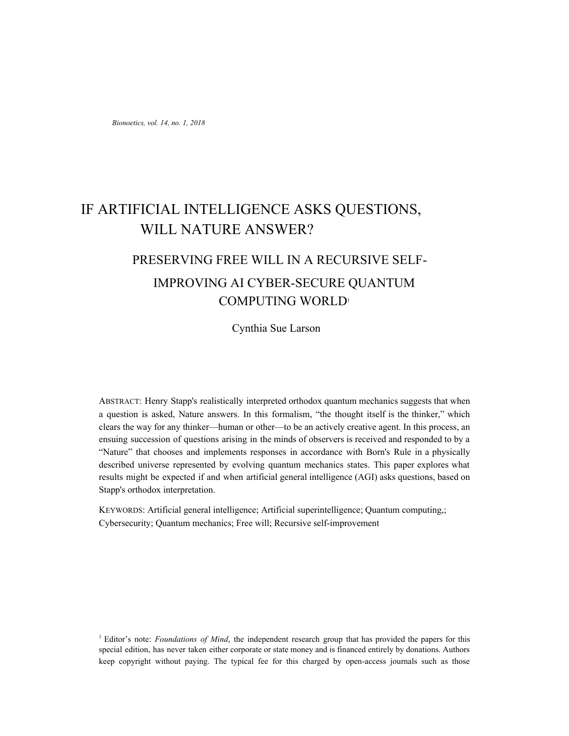*Bionoetics, vol. 14, no. 1, 2018*

# IF ARTIFICIAL INTELLIGENCE ASKS QUESTIONS, WILL NATURE ANSWER?

## PRESERVING FREE WILL IN A RECURSIVE SELF-IMPROVING AI CYBER-SECURE QUANTUM COMPUTING WORLD[1]

Cynthia Sue Larson

ABSTRACT: Henry Stapp's realistically interpreted orthodox quantum mechanics suggests that when a question is asked, Nature answers. In this formalism, "the thought itself is the thinker," which clears the way for any thinker—human or other—to be an actively creative agent. In this process, an ensuing succession of questions arising in the minds of observers is received and responded to by a "Nature" that chooses and implements responses in accordance with Born's Rule in a physically described universe represented by evolving quantum mechanics states. This paper explores what results might be expected if and when artificial general intelligence (AGI) asks questions, based on Stapp's orthodox interpretation.

KEYWORDS: Artificial general intelligence; Artificial superintelligence; Quantum computing,; Cybersecurity; Quantum mechanics; Free will; Recursive self-improvement

[1] Editor's note: *Foundations of Mind*, the independent research group that has provided the papers for this special edition, has never taken either corporate or state money and is financed entirely by donations. Authors keep copyright without paying. The typical fee for this charged by open-access journals such as those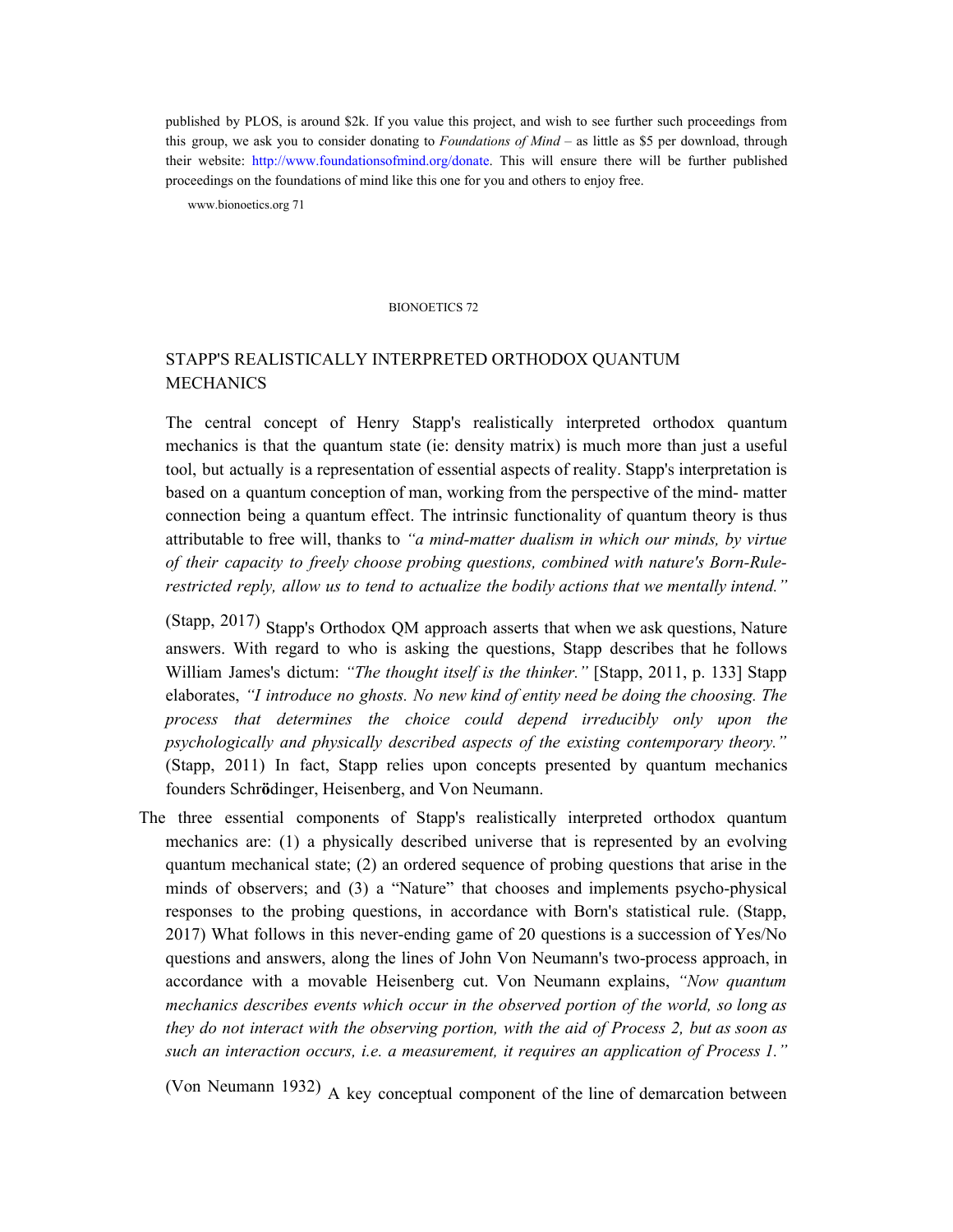published by PLOS, is around $2k. If you value this project, and wish to see further such proceedings from this group, we ask you to consider donating to *Foundations of Mind* – as little as $5 per download, through their website: http://www.foundationsofmind.org/donate. This will ensure there will be further published proceedings on the foundations of mind like this one for you and others to enjoy free.

## STAPP'S REALISTICALLY INTERPRETED ORTHODOX QUANTUM MECHANICS

The central concept of Henry Stapp's realistically interpreted orthodox quantum mechanics is that the quantum state (ie: density matrix) is much more than just a useful tool, but actually is a representation of essential aspects of reality. Stapp's interpretation is based on a quantum conception of man, working from the perspective of the mind- matter connection being a quantum effect. The intrinsic functionality of quantum theory is thus attributable to free will, thanks to *"a mind-matter dualism in which our minds, by virtue of their capacity to freely choose probing questions, combined with nature's Born-Rule-restricted reply, allow us to tend to actualize the bodily actions that we mentally intend."* (Stapp, 2017) Stapp's Orthodox QM approach asserts that when we ask questions, Nature answers. With regard to who is asking the questions, Stapp describes that he follows William James's dictum: *"The thought itself is the thinker."* [Stapp, 2011, p. 133] Stapp elaborates, *"I introduce no ghosts. No new kind of entity need be doing the choosing. The process that determines the choice could depend irreducibly only upon the psychologically and physically described aspects of the existing contemporary theory."* (Stapp, 2011) In fact, Stapp relies upon concepts presented by quantum mechanics founders Schrödinger, Heisenberg, and Von Neumann.

The three essential components of Stapp's realistically interpreted orthodox quantum mechanics are: (1) a physically described universe that is represented by an evolving quantum mechanical state; (2) an ordered sequence of probing questions that arise in the minds of observers; and (3) a "Nature" that chooses and implements psycho-physical responses to the probing questions, in accordance with Born's statistical rule. (Stapp, 2017) What follows in this never-ending game of 20 questions is a succession of Yes/No questions and answers, along the lines of John Von Neumann's two-process approach, in accordance with a movable Heisenberg cut. Von Neumann explains, *"Now quantum mechanics describes events which occur in the observed portion of the world, so long as they do not interact with the observing portion, with the aid of Process 2, but as soon as such an interaction occurs, i.e. a measurement, it requires an application of Process 1."* (Von Neumann 1932) A key conceptual component of the line of demarcation between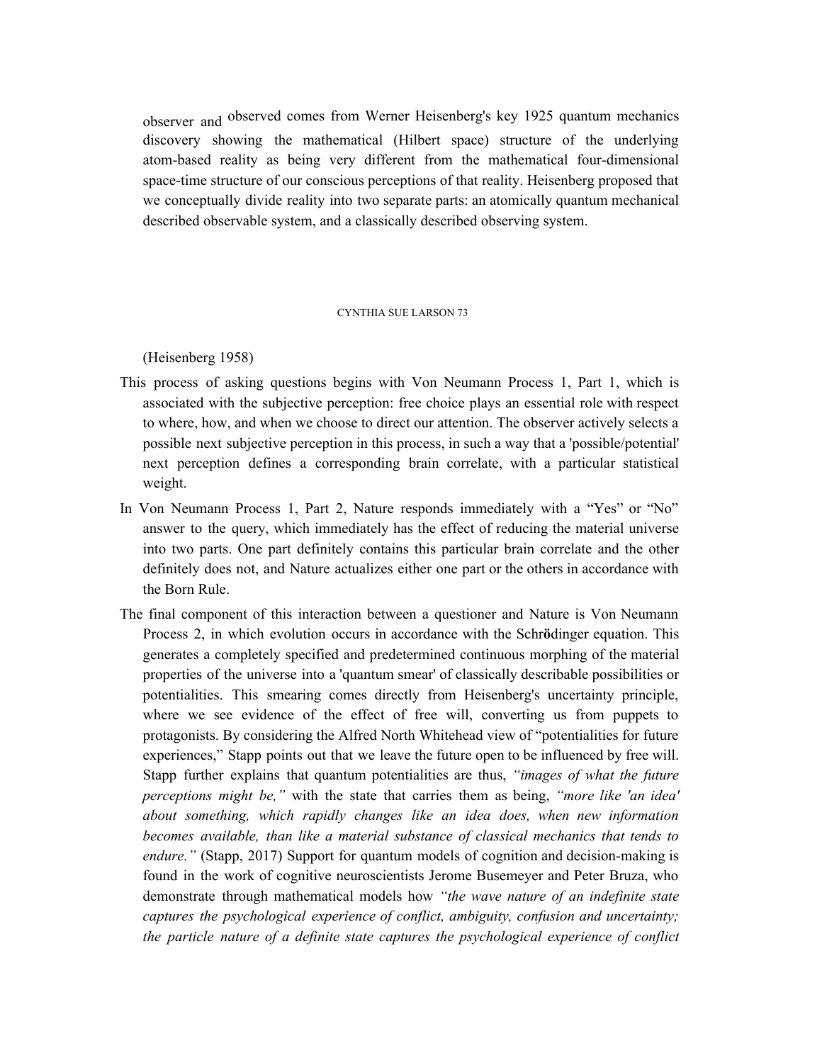observer and observed comes from Werner Heisenberg's key 1925 quantum mechanics discovery showing the mathematical (Hilbert space) structure of the underlying atom-based reality as being very different from the mathematical four-dimensional space-time structure of our conscious perceptions of that reality. Heisenberg proposed that we conceptually divide reality into two separate parts: an atomically quantum mechanical described observable system, and a classically described observing system.

(Heisenberg 1958)

This process of asking questions begins with Von Neumann Process 1, Part 1, which is associated with the subjective perception: free choice plays an essential role with respect to where, how, and when we choose to direct our attention. The observer actively selects a possible next subjective perception in this process, in such a way that a 'possible/potential' next perception defines a corresponding brain correlate, with a particular statistical weight.

In Von Neumann Process 1, Part 2, Nature responds immediately with a "Yes" or "No" answer to the query, which immediately has the effect of reducing the material universe into two parts. One part definitely contains this particular brain correlate and the other definitely does not, and Nature actualizes either one part or the others in accordance with the Born Rule.

The final component of this interaction between a questioner and Nature is Von Neumann Process 2, in which evolution occurs in accordance with the Schr**ö**dinger equation. This generates a completely specified and predetermined continuous morphing of the material properties of the universe into a 'quantum smear' of classically describable possibilities or potentialities. This smearing comes directly from Heisenberg's uncertainty principle, where we see evidence of the effect of free will, converting us from puppets to protagonists. By considering the Alfred North Whitehead view of "potentialities for future experiences," Stapp points out that we leave the future open to be influenced by free will. Stapp further explains that quantum potentialities are thus, *"images of what the future perceptions might be,"* with the state that carries them as being, *"more like 'an idea' about something, which rapidly changes like an idea does, when new information becomes available, than like a material substance of classical mechanics that tends to endure."* (Stapp, 2017) Support for quantum models of cognition and decision-making is found in the work of cognitive neuroscientists Jerome Busemeyer and Peter Bruza, who demonstrate through mathematical models how *"the wave nature of an indefinite state captures the psychological experience of conflict, ambiguity, confusion and uncertainty; the particle nature of a definite state captures the psychological experience of conflict*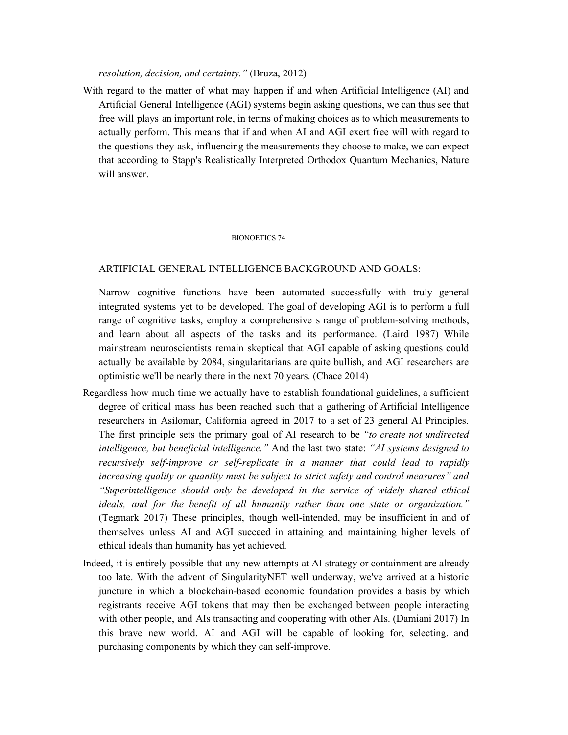*resolution, decision, and certainty."* (Bruza, 2012)

With regard to the matter of what may happen if and when Artificial Intelligence (AI) and Artificial General Intelligence (AGI) systems begin asking questions, we can thus see that free will plays an important role, in terms of making choices as to which measurements to actually perform. This means that if and when AI and AGI exert free will with regard to the questions they ask, influencing the measurements they choose to make, we can expect that according to Stapp's Realistically Interpreted Orthodox Quantum Mechanics, Nature will answer.

BIONOETICS 74

ARTIFICIAL GENERAL INTELLIGENCE BACKGROUND AND GOALS:

Narrow cognitive functions have been automated successfully with truly general integrated systems yet to be developed. The goal of developing AGI is to perform a full range of cognitive tasks, employ a comprehensive s range of problem-solving methods, and learn about all aspects of the tasks and its performance. (Laird 1987) While mainstream neuroscientists remain skeptical that AGI capable of asking questions could actually be available by 2084, singularitarians are quite bullish, and AGI researchers are optimistic we'll be nearly there in the next 70 years. (Chace 2014)

Regardless how much time we actually have to establish foundational guidelines, a sufficient degree of critical mass has been reached such that a gathering of Artificial Intelligence researchers in Asilomar, California agreed in 2017 to a set of 23 general AI Principles. The first principle sets the primary goal of AI research to be *"to create not undirected intelligence, but beneficial intelligence."* And the last two state: *"AI systems designed to recursively self-improve or self-replicate in a manner that could lead to rapidly increasing quality or quantity must be subject to strict safety and control measures"* and *"Superintelligence should only be developed in the service of widely shared ethical ideals, and for the benefit of all humanity rather than one state or organization."* (Tegmark 2017) These principles, though well-intended, may be insufficient in and of themselves unless AI and AGI succeed in attaining and maintaining higher levels of ethical ideals than humanity has yet achieved.

Indeed, it is entirely possible that any new attempts at AI strategy or containment are already too late. With the advent of SingularityNET well underway, we've arrived at a historic juncture in which a blockchain-based economic foundation provides a basis by which registrants receive AGI tokens that may then be exchanged between people interacting with other people, and AIs transacting and cooperating with other AIs. (Damiani 2017) In this brave new world, AI and AGI will be capable of looking for, selecting, and purchasing components by which they can self-improve.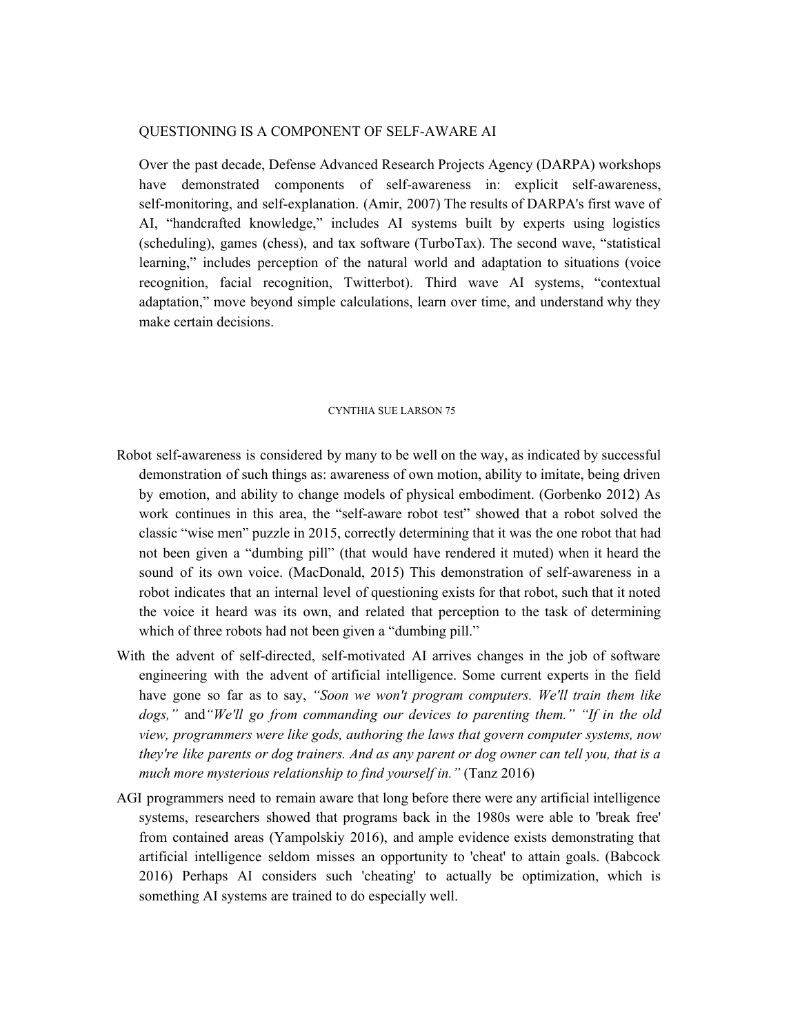QUESTIONING IS A COMPONENT OF SELF-AWARE AI

Over the past decade, Defense Advanced Research Projects Agency (DARPA) workshops have demonstrated components of self-awareness in: explicit self-awareness, self-monitoring, and self-explanation. (Amir, 2007) The results of DARPA's first wave of AI, "handcrafted knowledge," includes AI systems built by experts using logistics (scheduling), games (chess), and tax software (TurboTax). The second wave, "statistical learning," includes perception of the natural world and adaptation to situations (voice recognition, facial recognition, Twitterbot). Third wave AI systems, "contextual adaptation," move beyond simple calculations, learn over time, and understand why they make certain decisions.

Robot self-awareness is considered by many to be well on the way, as indicated by successful demonstration of such things as: awareness of own motion, ability to imitate, being driven by emotion, and ability to change models of physical embodiment. (Gorbenko 2012) As work continues in this area, the "self-aware robot test" showed that a robot solved the classic "wise men" puzzle in 2015, correctly determining that it was the one robot that had not been given a "dumbing pill" (that would have rendered it muted) when it heard the sound of its own voice. (MacDonald, 2015) This demonstration of self-awareness in a robot indicates that an internal level of questioning exists for that robot, such that it noted the voice it heard was its own, and related that perception to the task of determining which of three robots had not been given a "dumbing pill."

With the advent of self-directed, self-motivated AI arrives changes in the job of software engineering with the advent of artificial intelligence. Some current experts in the field have gone so far as to say, *"Soon we won't program computers. We'll train them like dogs,"* and *"We'll go from commanding our devices to parenting them." "If in the old view, programmers were like gods, authoring the laws that govern computer systems, now they're like parents or dog trainers. And as any parent or dog owner can tell you, that is a much more mysterious relationship to find yourself in."* (Tanz 2016)

AGI programmers need to remain aware that long before there were any artificial intelligence systems, researchers showed that programs back in the 1980s were able to 'break free' from contained areas (Yampolskiy 2016), and ample evidence exists demonstrating that artificial intelligence seldom misses an opportunity to 'cheat' to attain goals. (Babcock 2016) Perhaps AI considers such 'cheating' to actually be optimization, which is something AI systems are trained to do especially well.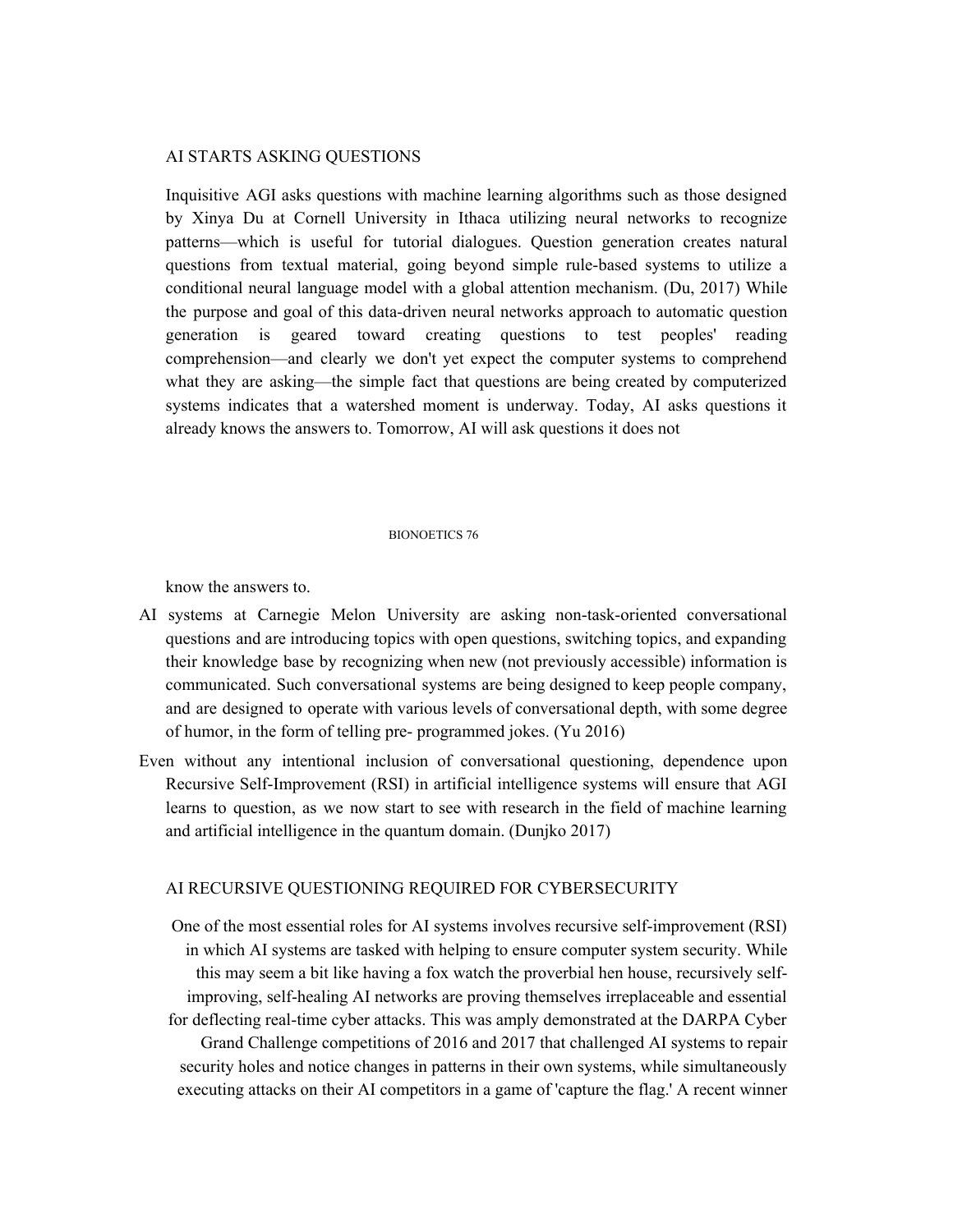## AI STARTS ASKING QUESTIONS

Inquisitive AGI asks questions with machine learning algorithms such as those designed by Xinya Du at Cornell University in Ithaca utilizing neural networks to recognize patterns—which is useful for tutorial dialogues. Question generation creates natural questions from textual material, going beyond simple rule-based systems to utilize a conditional neural language model with a global attention mechanism. (Du, 2017) While the purpose and goal of this data-driven neural networks approach to automatic question generation is geared toward creating questions to test peoples' reading comprehension—and clearly we don't yet expect the computer systems to comprehend what they are asking—the simple fact that questions are being created by computerized systems indicates that a watershed moment is underway. Today, AI asks questions it already knows the answers to. Tomorrow, AI will ask questions it does not know the answers to.

AI systems at Carnegie Melon University are asking non-task-oriented conversational questions and are introducing topics with open questions, switching topics, and expanding their knowledge base by recognizing when new (not previously accessible) information is communicated. Such conversational systems are being designed to keep people company, and are designed to operate with various levels of conversational depth, with some degree of humor, in the form of telling pre- programmed jokes. (Yu 2016)

Even without any intentional inclusion of conversational questioning, dependence upon Recursive Self-Improvement (RSI) in artificial intelligence systems will ensure that AGI learns to question, as we now start to see with research in the field of machine learning and artificial intelligence in the quantum domain. (Dunjko 2017)

## AI RECURSIVE QUESTIONING REQUIRED FOR CYBERSECURITY

One of the most essential roles for AI systems involves recursive self-improvement (RSI) in which AI systems are tasked with helping to ensure computer system security. While this may seem a bit like having a fox watch the proverbial hen house, recursively self-improving, self-healing AI networks are proving themselves irreplaceable and essential for deflecting real-time cyber attacks. This was amply demonstrated at the DARPA Cyber Grand Challenge competitions of 2016 and 2017 that challenged AI systems to repair security holes and notice changes in patterns in their own systems, while simultaneously executing attacks on their AI competitors in a game of 'capture the flag.' A recent winner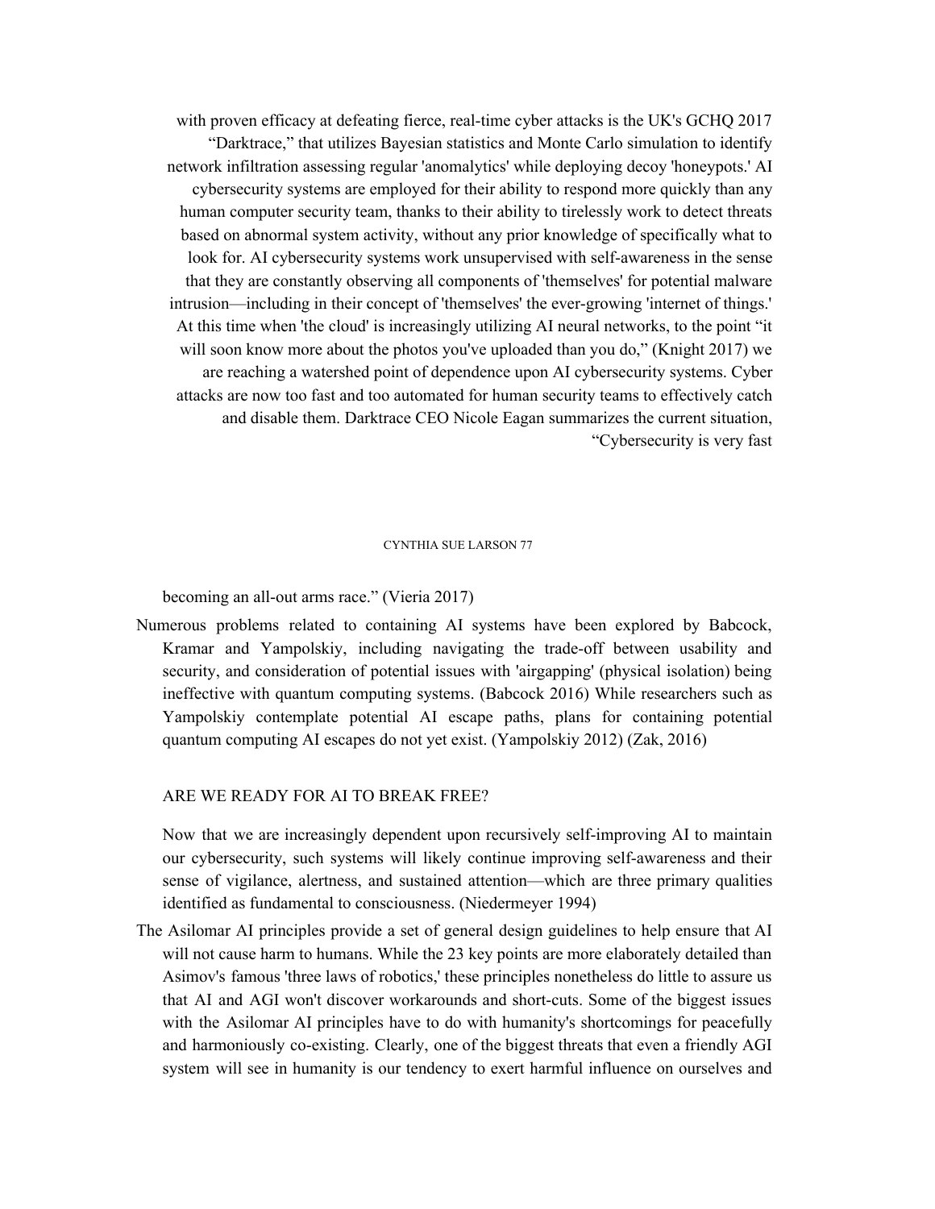with proven efficacy at defeating fierce, real-time cyber attacks is the UK's GCHQ 2017 "Darktrace," that utilizes Bayesian statistics and Monte Carlo simulation to identify network infiltration assessing regular 'anomalytics' while deploying decoy 'honeypots.' AI cybersecurity systems are employed for their ability to respond more quickly than any human computer security team, thanks to their ability to tirelessly work to detect threats based on abnormal system activity, without any prior knowledge of specifically what to look for. AI cybersecurity systems work unsupervised with self-awareness in the sense that they are constantly observing all components of 'themselves' for potential malware intrusion—including in their concept of 'themselves' the ever-growing 'internet of things.' At this time when 'the cloud' is increasingly utilizing AI neural networks, to the point "it will soon know more about the photos you've uploaded than you do," (Knight 2017) we are reaching a watershed point of dependence upon AI cybersecurity systems. Cyber attacks are now too fast and too automated for human security teams to effectively catch and disable them. Darktrace CEO Nicole Eagan summarizes the current situation, "Cybersecurity is very fast becoming an all-out arms race." (Vieria 2017)

Numerous problems related to containing AI systems have been explored by Babcock, Kramar and Yampolskiy, including navigating the trade-off between usability and security, and consideration of potential issues with 'airgapping' (physical isolation) being ineffective with quantum computing systems. (Babcock 2016) While researchers such as Yampolskiy contemplate potential AI escape paths, plans for containing potential quantum computing AI escapes do not yet exist. (Yampolskiy 2012) (Zak, 2016)

## ARE WE READY FOR AI TO BREAK FREE?

Now that we are increasingly dependent upon recursively self-improving AI to maintain our cybersecurity, such systems will likely continue improving self-awareness and their sense of vigilance, alertness, and sustained attention—which are three primary qualities identified as fundamental to consciousness. (Niedermeyer 1994)

The Asilomar AI principles provide a set of general design guidelines to help ensure that AI will not cause harm to humans. While the 23 key points are more elaborately detailed than Asimov's famous 'three laws of robotics,' these principles nonetheless do little to assure us that AI and AGI won't discover workarounds and short-cuts. Some of the biggest issues with the Asilomar AI principles have to do with humanity's shortcomings for peacefully and harmoniously co-existing. Clearly, one of the biggest threats that even a friendly AGI system will see in humanity is our tendency to exert harmful influence on ourselves and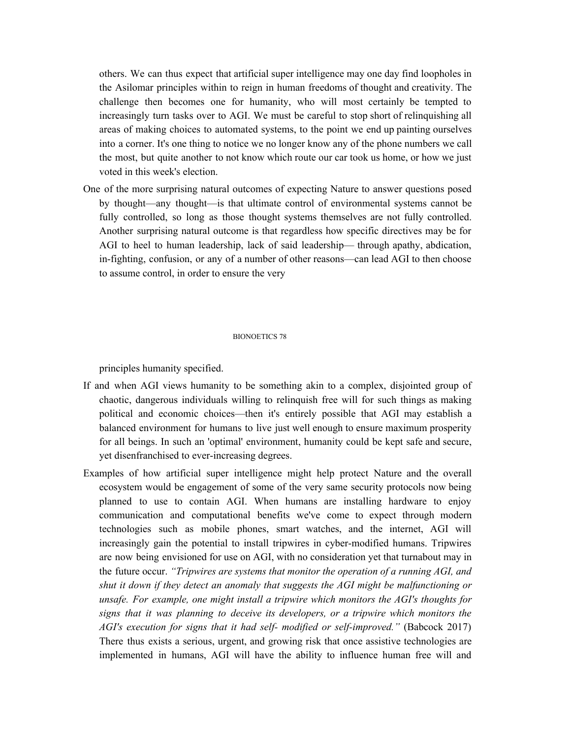others. We can thus expect that artificial super intelligence may one day find loopholes in the Asilomar principles within to reign in human freedoms of thought and creativity. The challenge then becomes one for humanity, who will most certainly be tempted to increasingly turn tasks over to AGI. We must be careful to stop short of relinquishing all areas of making choices to automated systems, to the point we end up painting ourselves into a corner. It's one thing to notice we no longer know any of the phone numbers we call the most, but quite another to not know which route our car took us home, or how we just voted in this week's election.

One of the more surprising natural outcomes of expecting Nature to answer questions posed by thought—any thought—is that ultimate control of environmental systems cannot be fully controlled, so long as those thought systems themselves are not fully controlled. Another surprising natural outcome is that regardless how specific directives may be for AGI to heel to human leadership, lack of said leadership— through apathy, abdication, in-fighting, confusion, or any of a number of other reasons—can lead AGI to then choose to assume control, in order to ensure the very principles humanity specified.

If and when AGI views humanity to be something akin to a complex, disjointed group of chaotic, dangerous individuals willing to relinquish free will for such things as making political and economic choices—then it's entirely possible that AGI may establish a balanced environment for humans to live just well enough to ensure maximum prosperity for all beings. In such an 'optimal' environment, humanity could be kept safe and secure, yet disenfranchised to ever-increasing degrees.

Examples of how artificial super intelligence might help protect Nature and the overall ecosystem would be engagement of some of the very same security protocols now being planned to use to contain AGI. When humans are installing hardware to enjoy communication and computational benefits we've come to expect through modern technologies such as mobile phones, smart watches, and the internet, AGI will increasingly gain the potential to install tripwires in cyber-modified humans. Tripwires are now being envisioned for use on AGI, with no consideration yet that turnabout may in the future occur. *"Tripwires are systems that monitor the operation of a running AGI, and shut it down if they detect an anomaly that suggests the AGI might be malfunctioning or unsafe. For example, one might install a tripwire which monitors the AGI's thoughts for signs that it was planning to deceive its developers, or a tripwire which monitors the AGI's execution for signs that it had self- modified or self-improved."* (Babcock 2017) There thus exists a serious, urgent, and growing risk that once assistive technologies are implemented in humans, AGI will have the ability to influence human free will and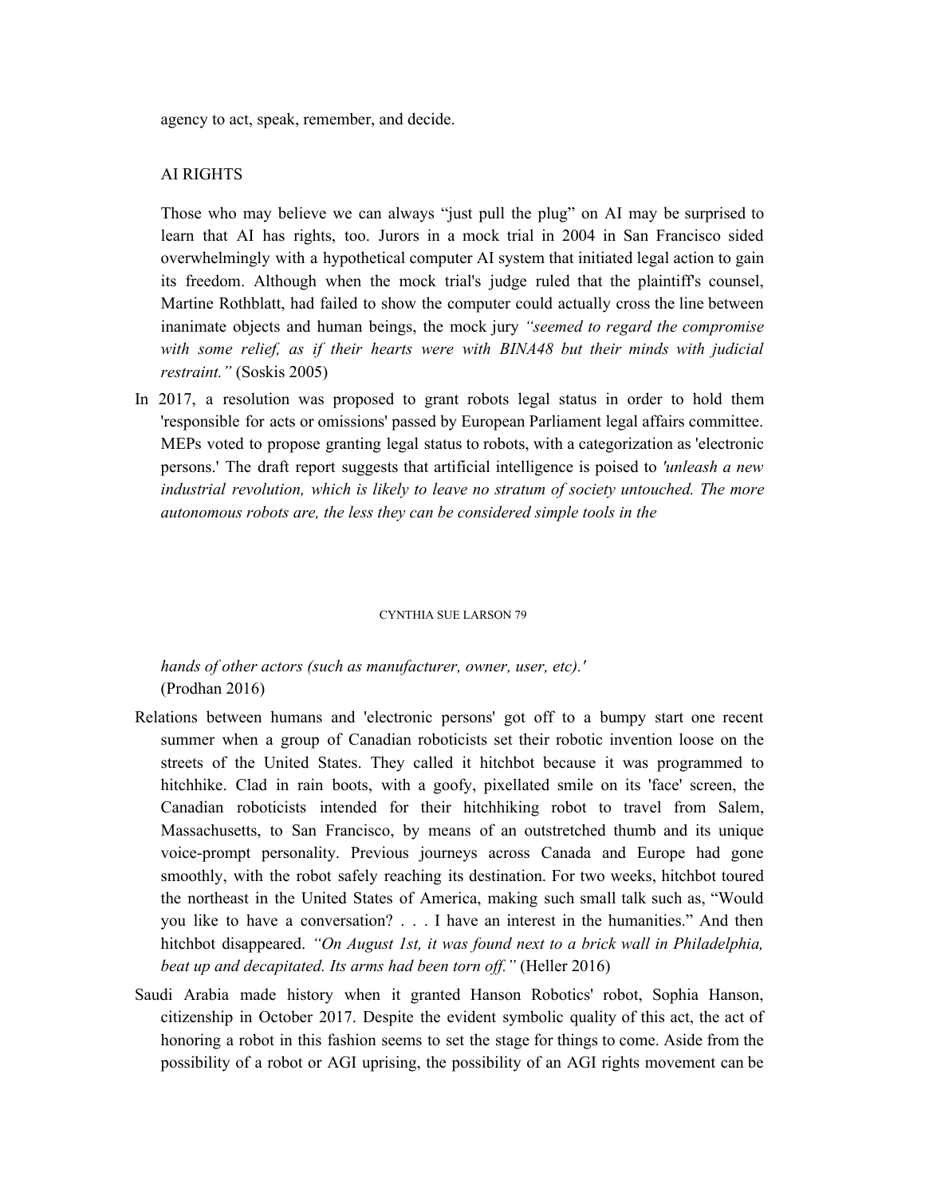agency to act, speak, remember, and decide.

## AI RIGHTS

Those who may believe we can always "just pull the plug" on AI may be surprised to learn that AI has rights, too. Jurors in a mock trial in 2004 in San Francisco sided overwhelmingly with a hypothetical computer AI system that initiated legal action to gain its freedom. Although when the mock trial's judge ruled that the plaintiff's counsel, Martine Rothblatt, had failed to show the computer could actually cross the line between inanimate objects and human beings, the mock jury *"seemed to regard the compromise with some relief, as if their hearts were with BINA48 but their minds with judicial restraint."* (Soskis 2005)

In 2017, a resolution was proposed to grant robots legal status in order to hold them 'responsible for acts or omissions' passed by European Parliament legal affairs committee. MEPs voted to propose granting legal status to robots, with a categorization as 'electronic persons.' The draft report suggests that artificial intelligence is poised to *'unleash a new industrial revolution, which is likely to leave no stratum of society untouched. The more autonomous robots are, the less they can be considered simple tools in the hands of other actors (such as manufacturer, owner, user, etc).'* (Prodhan 2016)

Relations between humans and 'electronic persons' got off to a bumpy start one recent summer when a group of Canadian roboticists set their robotic invention loose on the streets of the United States. They called it hitchbot because it was programmed to hitchhike. Clad in rain boots, with a goofy, pixellated smile on its 'face' screen, the Canadian roboticists intended for their hitchhiking robot to travel from Salem, Massachusetts, to San Francisco, by means of an outstretched thumb and its unique voice-prompt personality. Previous journeys across Canada and Europe had gone smoothly, with the robot safely reaching its destination. For two weeks, hitchbot toured the northeast in the United States of America, making such small talk such as, "Would you like to have a conversation? . . . I have an interest in the humanities." And then hitchbot disappeared. *"On August 1st, it was found next to a brick wall in Philadelphia, beat up and decapitated. Its arms had been torn off."* (Heller 2016)

Saudi Arabia made history when it granted Hanson Robotics' robot, Sophia Hanson, citizenship in October 2017. Despite the evident symbolic quality of this act, the act of honoring a robot in this fashion seems to set the stage for things to come. Aside from the possibility of a robot or AGI uprising, the possibility of an AGI rights movement can be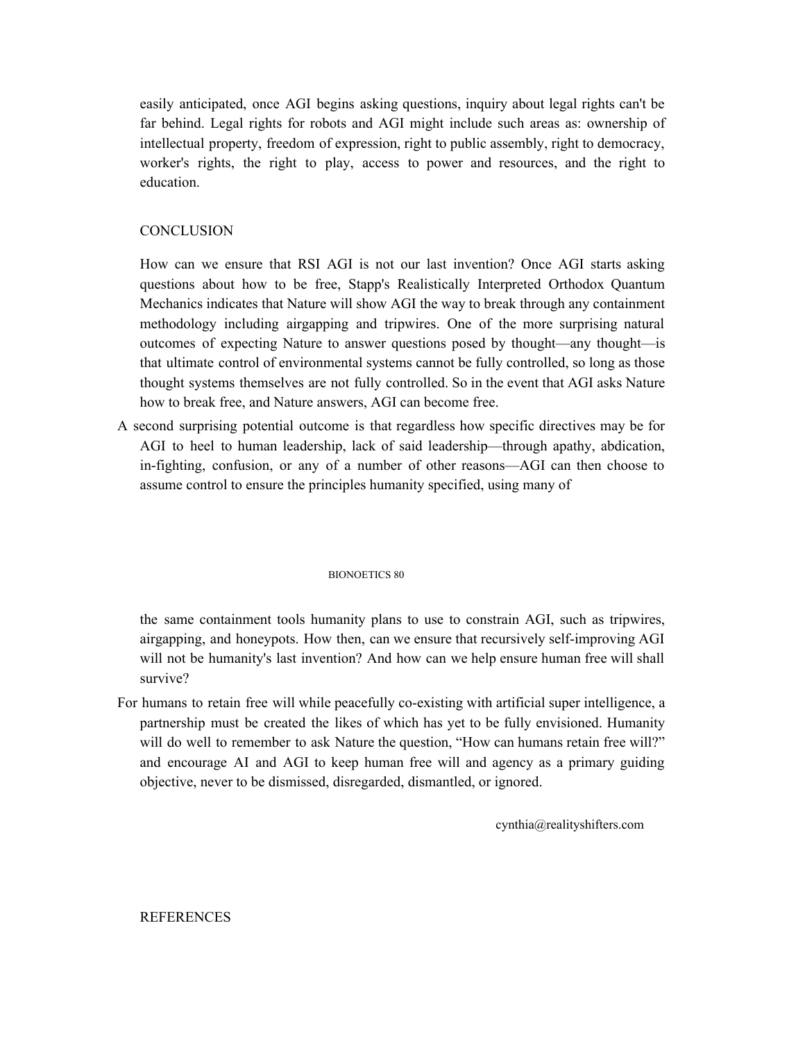easily anticipated, once AGI begins asking questions, inquiry about legal rights can't be far behind. Legal rights for robots and AGI might include such areas as: ownership of intellectual property, freedom of expression, right to public assembly, right to democracy, worker's rights, the right to play, access to power and resources, and the right to education.

## CONCLUSION

How can we ensure that RSI AGI is not our last invention? Once AGI starts asking questions about how to be free, Stapp's Realistically Interpreted Orthodox Quantum Mechanics indicates that Nature will show AGI the way to break through any containment methodology including airgapping and tripwires. One of the more surprising natural outcomes of expecting Nature to answer questions posed by thought—any thought—is that ultimate control of environmental systems cannot be fully controlled, so long as those thought systems themselves are not fully controlled. So in the event that AGI asks Nature how to break free, and Nature answers, AGI can become free.

A second surprising potential outcome is that regardless how specific directives may be for AGI to heel to human leadership, lack of said leadership—through apathy, abdication, in-fighting, confusion, or any of a number of other reasons—AGI can then choose to assume control to ensure the principles humanity specified, using many of the same containment tools humanity plans to use to constrain AGI, such as tripwires, airgapping, and honeypots. How then, can we ensure that recursively self-improving AGI will not be humanity's last invention? And how can we help ensure human free will shall survive?

For humans to retain free will while peacefully co-existing with artificial super intelligence, a partnership must be created the likes of which has yet to be fully envisioned. Humanity will do well to remember to ask Nature the question, "How can humans retain free will?" and encourage AI and AGI to keep human free will and agency as a primary guiding objective, never to be dismissed, disregarded, dismantled, or ignored.

cynthia@realityshifters.com

## REFERENCES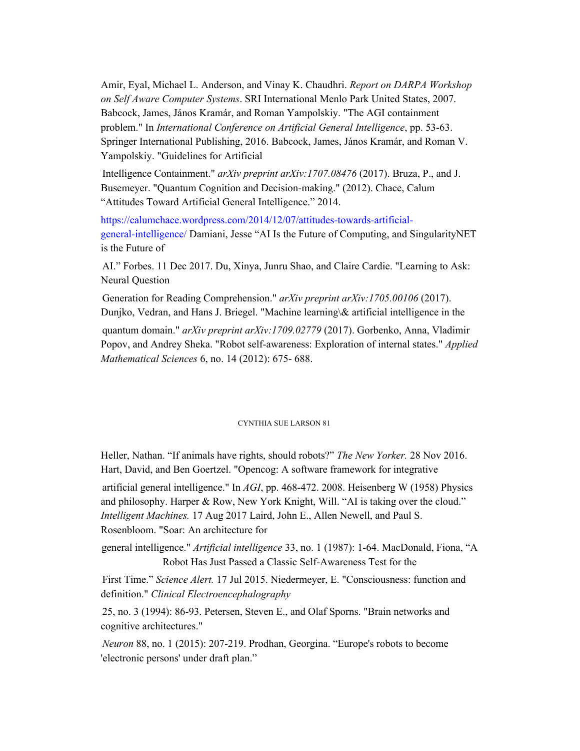Amir, Eyal, Michael L. Anderson, and Vinay K. Chaudhri. *Report on DARPA Workshop on Self Aware Computer Systems*. SRI International Menlo Park United States, 2007. Babcock, James, János Kramár, and Roman Yampolskiy. "The AGI containment problem." In *International Conference on Artificial General Intelligence*, pp. 53-63. Springer International Publishing, 2016. Babcock, James, János Kramár, and Roman V. Yampolskiy. "Guidelines for Artificial

Intelligence Containment." *arXiv preprint arXiv:1707.08476* (2017). Bruza, P., and J. Busemeyer. "Quantum Cognition and Decision-making." (2012). Chace, Calum "Attitudes Toward Artificial General Intelligence." 2014.

https://calumchace.wordpress.com/2014/12/07/attitudes-towards-artificial-general-intelligence/ Damiani, Jesse "AI Is the Future of Computing, and SingularityNET is the Future of

AI." Forbes. 11 Dec 2017. Du, Xinya, Junru Shao, and Claire Cardie. "Learning to Ask: Neural Question

Generation for Reading Comprehension." *arXiv preprint arXiv:1705.00106* (2017). Dunjko, Vedran, and Hans J. Briegel. "Machine learning\& artificial intelligence in the

quantum domain." *arXiv preprint arXiv:1709.02779* (2017). Gorbenko, Anna, Vladimir Popov, and Andrey Sheka. "Robot self-awareness: Exploration of internal states." *Applied Mathematical Sciences* 6, no. 14 (2012): 675- 688.

Heller, Nathan. "If animals have rights, should robots?" *The New Yorker.* 28 Nov 2016. Hart, David, and Ben Goertzel. "Opencog: A software framework for integrative

artificial general intelligence." In *AGI*, pp. 468-472. 2008. Heisenberg W (1958) Physics and philosophy. Harper & Row, New York Knight, Will. "AI is taking over the cloud." *Intelligent Machines.* 17 Aug 2017 Laird, John E., Allen Newell, and Paul S. Rosenbloom. "Soar: An architecture for

general intelligence." *Artificial intelligence* 33, no. 1 (1987): 1-64. MacDonald, Fiona, "A Robot Has Just Passed a Classic Self-Awareness Test for the

First Time." *Science Alert.* 17 Jul 2015. Niedermeyer, E. "Consciousness: function and definition." *Clinical Electroencephalography*

25, no. 3 (1994): 86-93. Petersen, Steven E., and Olaf Sporns. "Brain networks and cognitive architectures."

*Neuron* 88, no. 1 (2015): 207-219. Prodhan, Georgina. "Europe's robots to become 'electronic persons' under draft plan."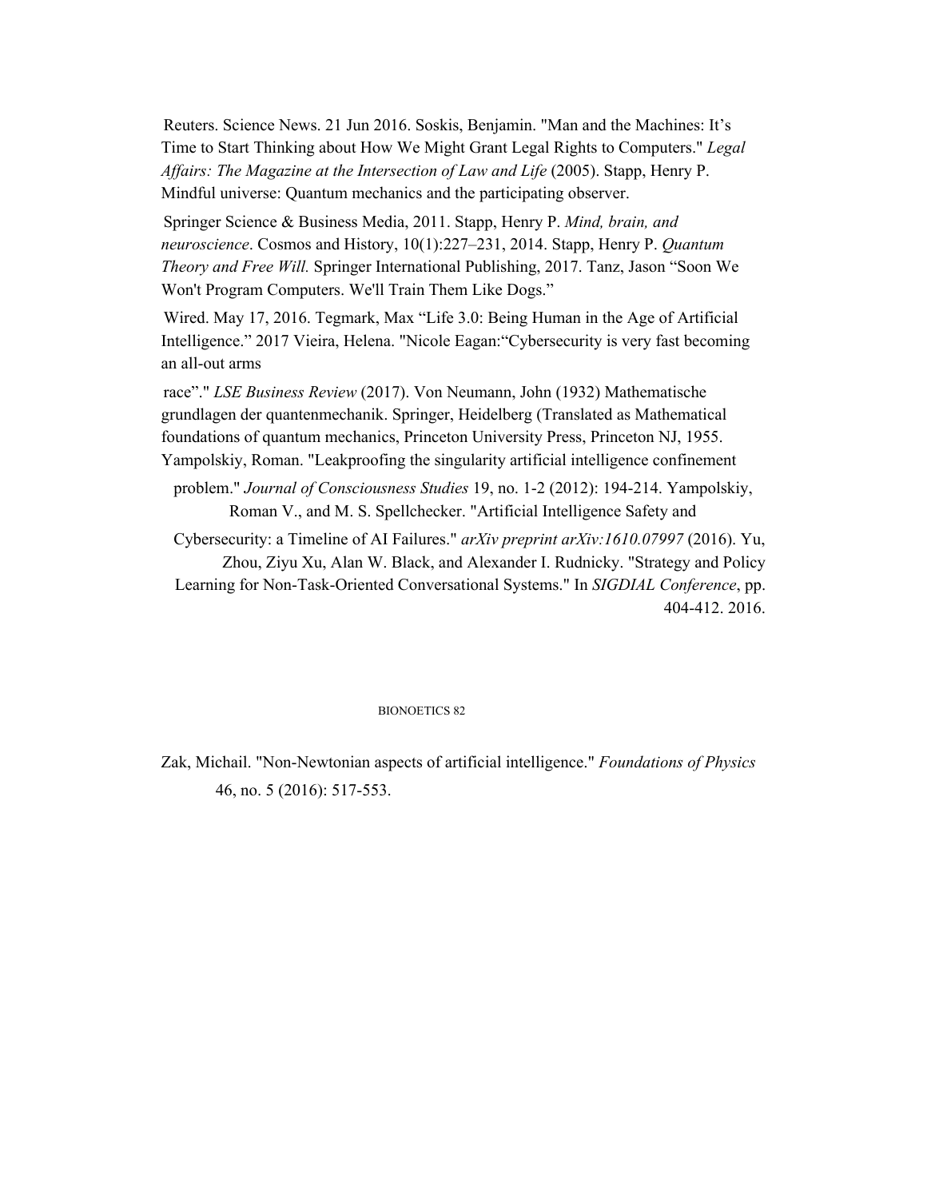Reuters. Science News. 21 Jun 2016. Soskis, Benjamin. "Man and the Machines: It's Time to Start Thinking about How We Might Grant Legal Rights to Computers." *Legal Affairs: The Magazine at the Intersection of Law and Life* (2005). Stapp, Henry P. Mindful universe: Quantum mechanics and the participating observer.

Springer Science & Business Media, 2011. Stapp, Henry P. *Mind, brain, and neuroscience*. Cosmos and History, 10(1):227–231, 2014. Stapp, Henry P. *Quantum Theory and Free Will.* Springer International Publishing, 2017. Tanz, Jason "Soon We Won't Program Computers. We'll Train Them Like Dogs."

Wired. May 17, 2016. Tegmark, Max "Life 3.0: Being Human in the Age of Artificial Intelligence." 2017 Vieira, Helena. "Nicole Eagan:"Cybersecurity is very fast becoming an all-out arms

race"." *LSE Business Review* (2017). Von Neumann, John (1932) Mathematische grundlagen der quantenmechanik. Springer, Heidelberg (Translated as Mathematical foundations of quantum mechanics, Princeton University Press, Princeton NJ, 1955. Yampolskiy, Roman. "Leakproofing the singularity artificial intelligence confinement

problem." *Journal of Consciousness Studies* 19, no. 1-2 (2012): 194-214. Yampolskiy, Roman V., and M. S. Spellchecker. "Artificial Intelligence Safety and

Cybersecurity: a Timeline of AI Failures." *arXiv preprint arXiv:1610.07997* (2016). Yu, Zhou, Ziyu Xu, Alan W. Black, and Alexander I. Rudnicky. "Strategy and Policy Learning for Non-Task-Oriented Conversational Systems." In *SIGDIAL Conference*, pp. 404-412. 2016.

Zak, Michail. "Non-Newtonian aspects of artificial intelligence." *Foundations of Physics* 46, no. 5 (2016): 517-553.